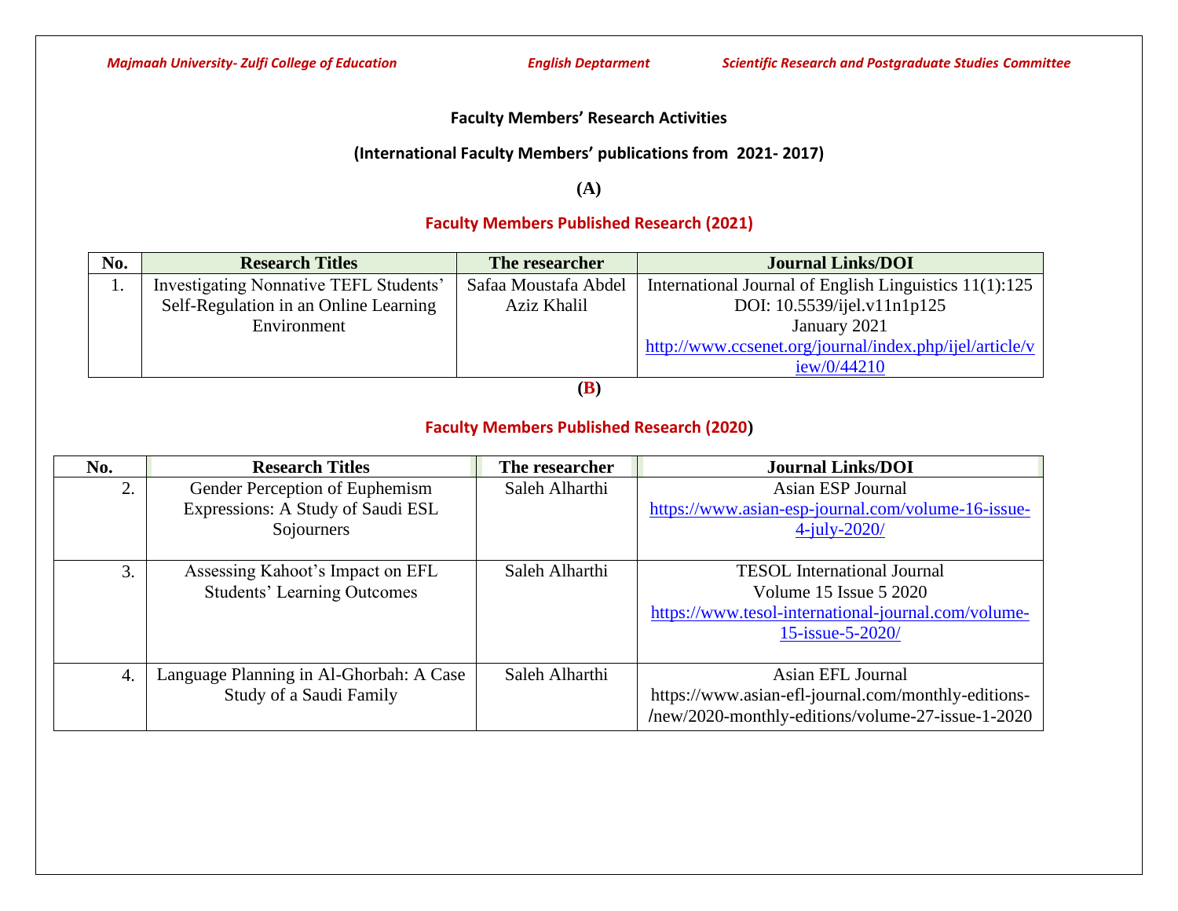Majmaah University- Zulfi College of Education — English Deptarment — Scientific Research and Postgraduate Studies Committee

**Faculty Members' Research Activities**

**(International Faculty Members' publications from 2021- 2017)**

**(A)**

## Faculty Members Published Research (2021)

| No. | Research Titles | The researcher | Journal Links/DOI |
|---|---|---|---|
| 1. | Investigating Nonnative TEFL Students' Self-Regulation in an Online Learning Environment | Safaa Moustafa Abdel Aziz Khalil | International Journal of English Linguistics 11(1):125 DOI: 10.5539/ijel.v11n1p125 January 2021 http://www.ccsenet.org/journal/index.php/ijel/article/view/0/44210 |

**(B)**

## Faculty Members Published Research (2020)

| No. | Research Titles | The researcher | Journal Links/DOI |
|---|---|---|---|
| 2. | Gender Perception of Euphemism Expressions: A Study of Saudi ESL Sojourners | Saleh Alharthi | Asian ESP Journal https://www.asian-esp-journal.com/volume-16-issue-4-july-2020/ |
| 3. | Assessing Kahoot's Impact on EFL Students' Learning Outcomes | Saleh Alharthi | TESOL International Journal Volume 15 Issue 5 2020 https://www.tesol-international-journal.com/volume-15-issue-5-2020/ |
| 4. | Language Planning in Al-Ghorbah: A Case Study of a Saudi Family | Saleh Alharthi | Asian EFL Journal https://www.asian-efl-journal.com/monthly-editions-/new/2020-monthly-editions/volume-27-issue-1-2020 |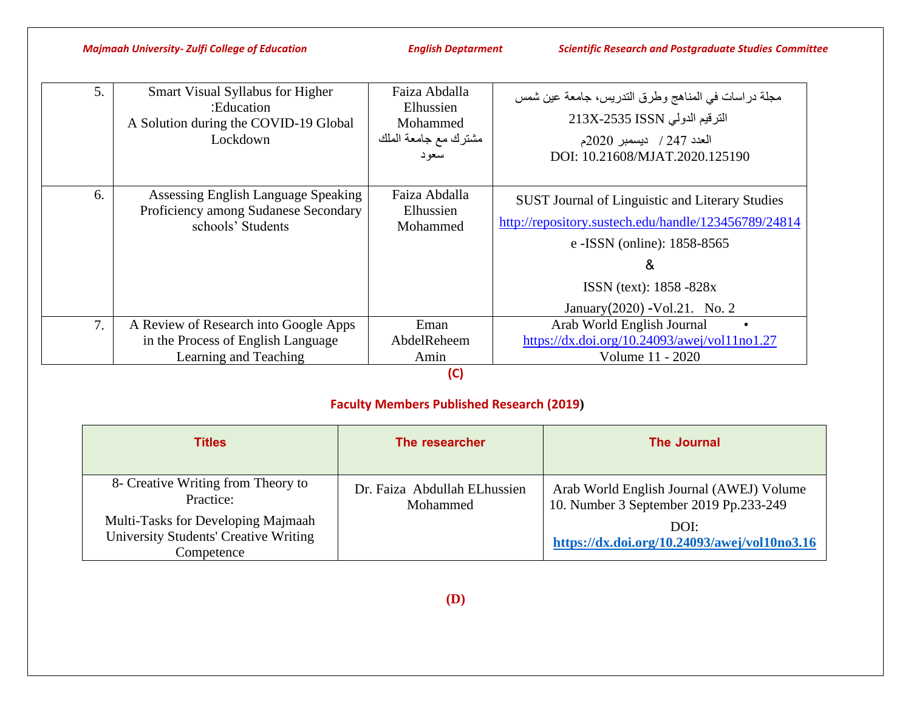| | | | |
|---|---|---|---|
| 5. | Smart Visual Syllabus for Higher :Education A Solution during the COVID-19 Global Lockdown | Faiza Abdalla Elhussien Mohammed مشترك مع جامعة الملك سعود | مجلة دراسات في المناهج وطرق التدريس، جامعة عين شمس<br>الترقيم الدولي ISSN 2535-213X<br>العدد 247 / ديسمبر 2020م<br>DOI: 10.21608/MJAT.2020.125190 |
| 6. | Assessing English Language Speaking Proficiency among Sudanese Secondary schools' Students | Faiza Abdalla Elhussien Mohammed | SUST Journal of Linguistic and Literary Studies<br>http://repository.sustech.edu/handle/123456789/24814<br>e -ISSN (online): 1858-8565<br>&<br>ISSN (text): 1858 -828x<br>January(2020) -Vol.21. No. 2 |
| 7. | A Review of Research into Google Apps in the Process of English Language Learning and Teaching | Eman AbdelReheem Amin | Arab World English Journal •<br>https://dx.doi.org/10.24093/awej/vol11no1.27<br>Volume 11 - 2020 |

(C)

## Faculty Members Published Research (2019)

| Titles | The researcher | The Journal |
|---|---|---|
| 8- Creative Writing from Theory to Practice: Multi-Tasks for Developing Majmaah University Students' Creative Writing Competence | Dr. Faiza Abdullah ELhussien Mohammed | Arab World English Journal (AWEJ) Volume 10. Number 3 September 2019 Pp.233-249<br>DOI: **https://dx.doi.org/10.24093/awej/vol10no3.16** |

**(D)**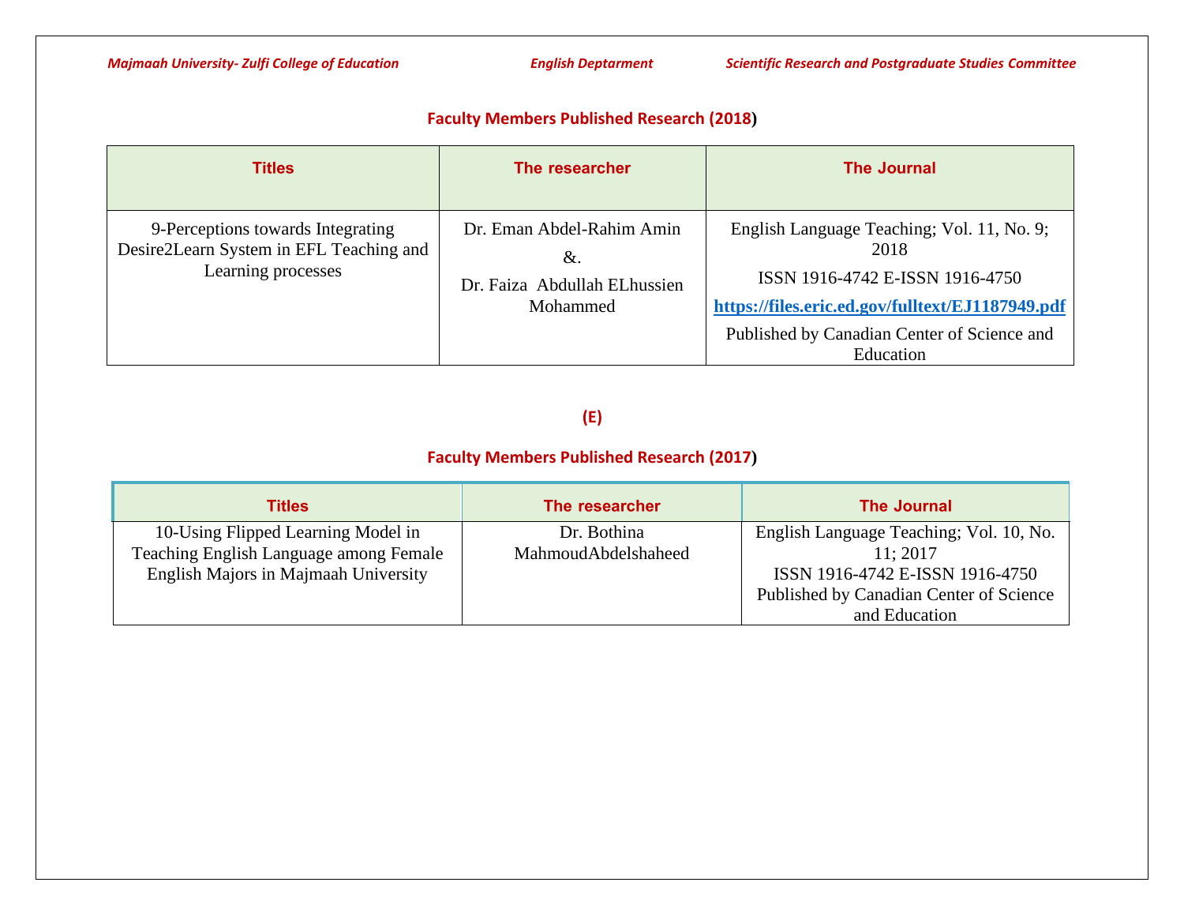## Faculty Members Published Research (2018)

| Titles | The researcher | The Journal |
|---|---|---|
| 9-Perceptions towards Integrating Desire2Learn System in EFL Teaching and Learning processes | Dr. Eman Abdel-Rahim Amin &. Dr. Faiza Abdullah ELhussien Mohammed | English Language Teaching; Vol. 11, No. 9; 2018 ISSN 1916-4742 E-ISSN 1916-4750 **https://files.eric.ed.gov/fulltext/EJ1187949.pdf** Published by Canadian Center of Science and Education |

**(E)**

## Faculty Members Published Research (2017)

| Titles | The researcher | The Journal |
|---|---|---|
| 10-Using Flipped Learning Model in Teaching English Language among Female English Majors in Majmaah University | Dr. Bothina MahmoudAbdelshaheed | English Language Teaching; Vol. 10, No. 11; 2017 ISSN 1916-4742 E-ISSN 1916-4750 Published by Canadian Center of Science and Education |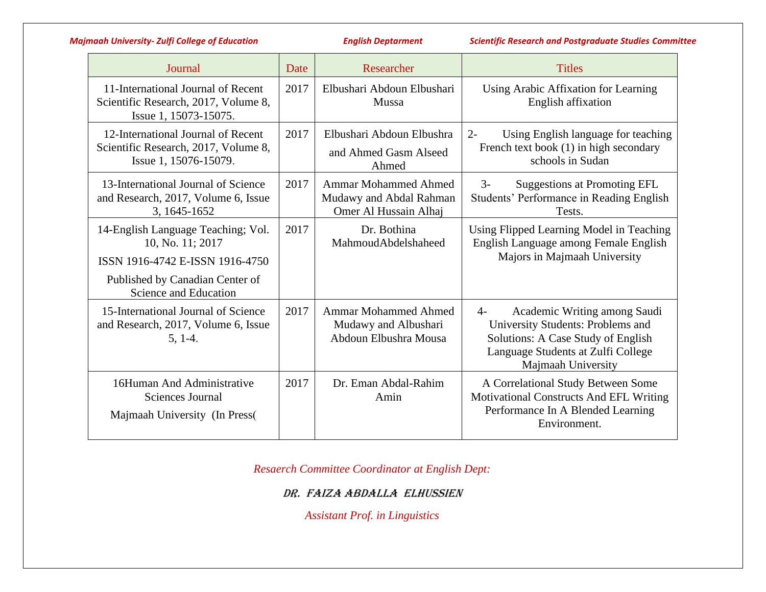| Journal | Date | Researcher | Titles |
|---|---|---|---|
| 11-International Journal of Recent Scientific Research, 2017, Volume 8, Issue 1, 15073-15075. | 2017 | Elbushari Abdoun Elbushari Mussa | Using Arabic Affixation for Learning English affixation |
| 12-International Journal of Recent Scientific Research, 2017, Volume 8, Issue 1, 15076-15079. | 2017 | Elbushari Abdoun Elbushra and Ahmed Gasm Alseed Ahmed | 2- Using English language for teaching French text book (1) in high secondary schools in Sudan |
| 13-International Journal of Science and Research, 2017, Volume 6, Issue 3, 1645-1652 | 2017 | Ammar Mohammed Ahmed Mudawy and Abdal Rahman Omer Al Hussain Alhaj | 3- Suggestions at Promoting EFL Students' Performance in Reading English Tests. |
| 14-English Language Teaching; Vol. 10, No. 11; 2017 ISSN 1916-4742 E-ISSN 1916-4750 Published by Canadian Center of Science and Education | 2017 | Dr. Bothina MahmoudAbdelshaheed | Using Flipped Learning Model in Teaching English Language among Female English Majors in Majmaah University |
| 15-International Journal of Science and Research, 2017, Volume 6, Issue 5, 1-4. | 2017 | Ammar Mohammed Ahmed Mudawy and Albushari Abdoun Elbushra Mousa | 4- Academic Writing among Saudi University Students: Problems and Solutions: A Case Study of English Language Students at Zulfi College Majmaah University |
| 16Human And Administrative Sciences Journal Majmaah University (In Press( | 2017 | Dr. Eman Abdal-Rahim Amin | A Correlational Study Between Some Motivational Constructs And EFL Writing Performance In A Blended Learning Environment. |

*Resaerch Committee Coordinator at English Dept:*

DR. FAIZA ABDALLA ELHUSSIEN

*Assistant Prof. in Linguistics*